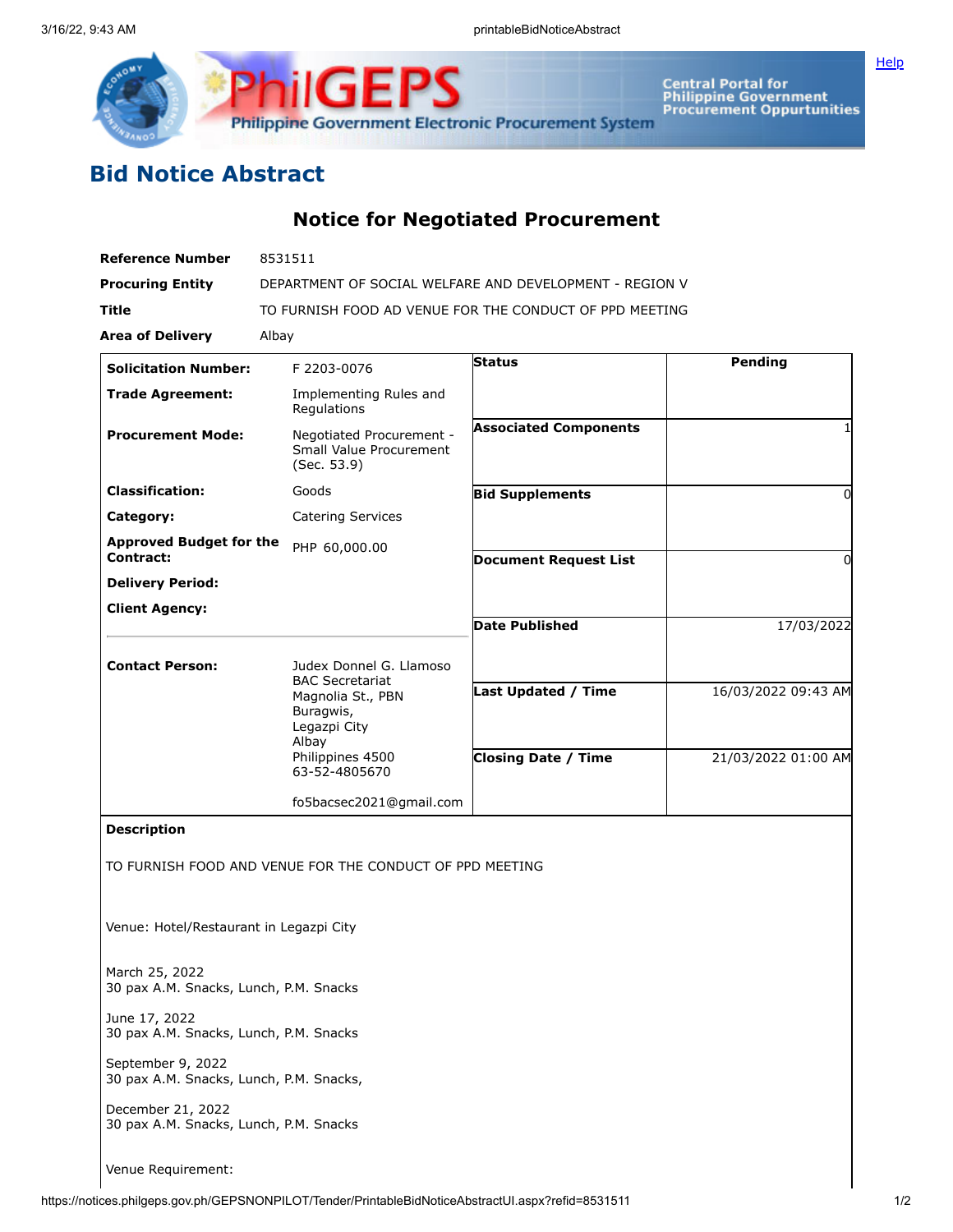# Bid Notice Abstract

## Notice for Negotiated Procurement

| | |
|---|---|
| **Reference Number** | 8531511 |
| **Procuring Entity** | DEPARTMENT OF SOCIAL WELFARE AND DEVELOPMENT - REGION V |
| **Title** | TO FURNISH FOOD AD VENUE FOR THE CONDUCT OF PPD MEETING |
| **Area of Delivery** | Albay |

| | |
|---|---|
| **Solicitation Number:** | F 2203-0076 |
| **Trade Agreement:** | Implementing Rules and Regulations |
| **Procurement Mode:** | Negotiated Procurement - Small Value Procurement (Sec. 53.9) |
| **Classification:** | Goods |
| **Category:** | Catering Services |
| **Approved Budget for the Contract:** | PHP 60,000.00 |
| **Delivery Period:** | |
| **Client Agency:** | |
| **Contact Person:** | Judex Donnel G. Llamoso<br>BAC Secretariat<br>Magnolia St., PBN<br>Buragwis,<br>Legazpi City<br>Albay<br>Philippines 4500<br>63-52-4805670<br><br>fo5bacsec2021@gmail.com |

| | |
|---|---|
| **Status** | Pending |
| **Associated Components** | 1 |
| **Bid Supplements** | 0 |
| **Document Request List** | 0 |
| **Date Published** | 17/03/2022 |
| **Last Updated / Time** | 16/03/2022 09:43 AM |
| **Closing Date / Time** | 21/03/2022 01:00 AM |

**Description**

TO FURNISH FOOD AND VENUE FOR THE CONDUCT OF PPD MEETING

Venue: Hotel/Restaurant in Legazpi City

March 25, 2022
30 pax A.M. Snacks, Lunch, P.M. Snacks

June 17, 2022
30 pax A.M. Snacks, Lunch, P.M. Snacks

September 9, 2022
30 pax A.M. Snacks, Lunch, P.M. Snacks,

December 21, 2022
30 pax A.M. Snacks, Lunch, P.M. Snacks

Venue Requirement: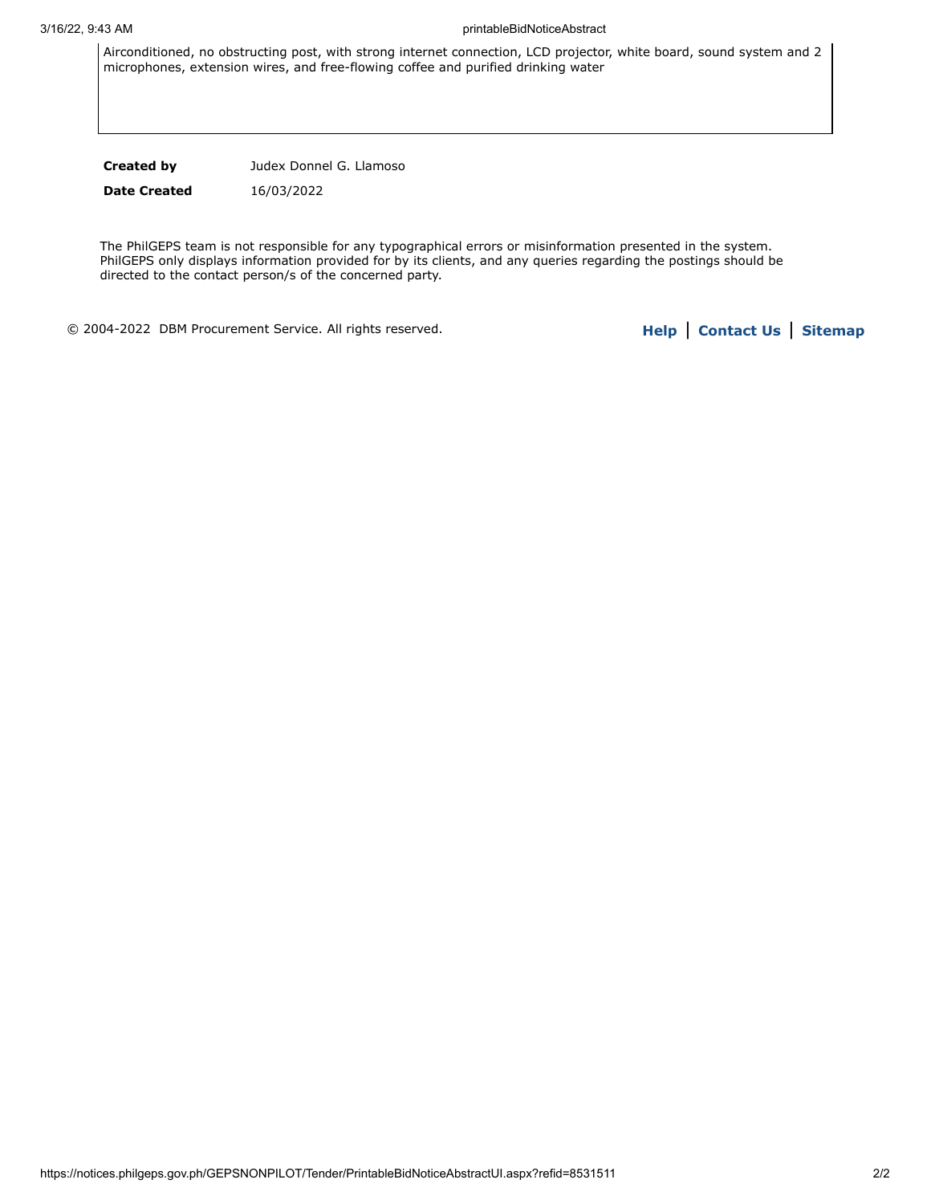Airconditioned, no obstructing post, with strong internet connection, LCD projector, white board, sound system and 2 microphones, extension wires, and free-flowing coffee and purified drinking water

| | |
|---|---|
| **Created by** | Judex Donnel G. Llamoso |
| **Date Created** | 16/03/2022 |

The PhilGEPS team is not responsible for any typographical errors or misinformation presented in the system. PhilGEPS only displays information provided for by its clients, and any queries regarding the postings should be directed to the contact person/s of the concerned party.

© 2004-2022 DBM Procurement Service. All rights reserved.

**Help** | **Contact Us** | **Sitemap**